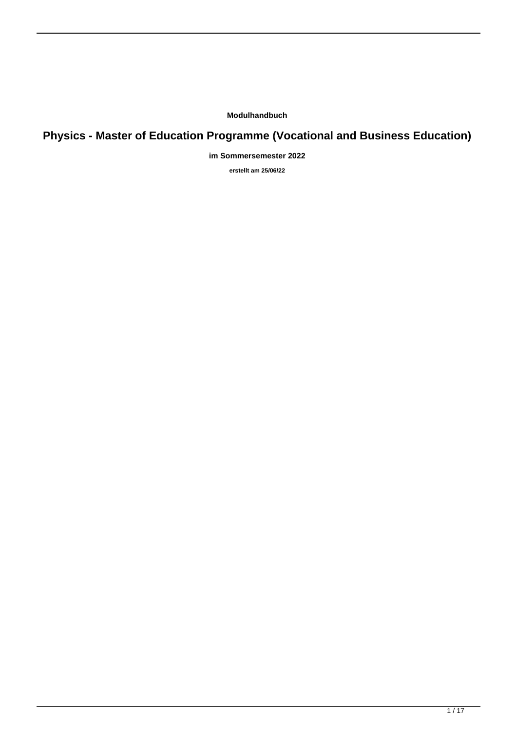**Modulhandbuch**

# Physics - Master of Education Programme (Vocational and Business Education)

**im Sommersemester 2022**

**erstellt am 25/06/22**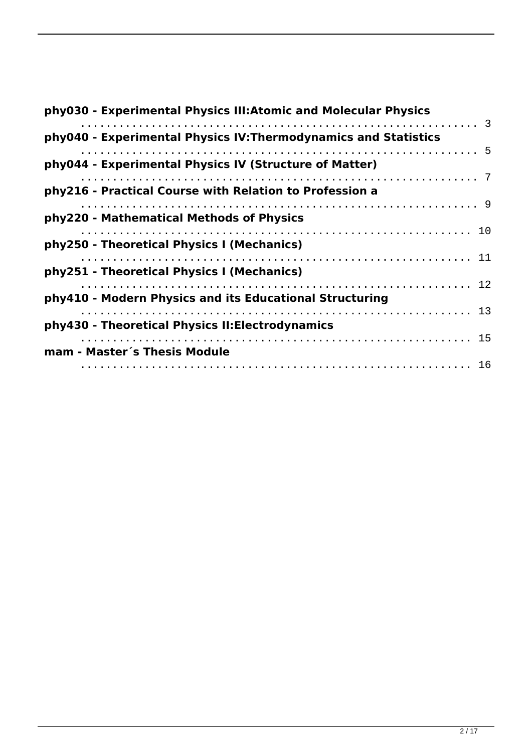**phy030 - Experimental Physics III:Atomic and Molecular Physics** ........................................................... 3

**phy040 - Experimental Physics IV:Thermodynamics and Statistics** ........................................................... 5

**phy044 - Experimental Physics IV (Structure of Matter)** ........................................................... 7

**phy216 - Practical Course with Relation to Profession a** ........................................................... 9

**phy220 - Mathematical Methods of Physics** ........................................................... 10

**phy250 - Theoretical Physics I (Mechanics)** ........................................................... 11

**phy251 - Theoretical Physics I (Mechanics)** ........................................................... 12

**phy410 - Modern Physics and its Educational Structuring** ........................................................... 13

**phy430 - Theoretical Physics II:Electrodynamics** ........................................................... 15

**mam - Master´s Thesis Module** ........................................................... 16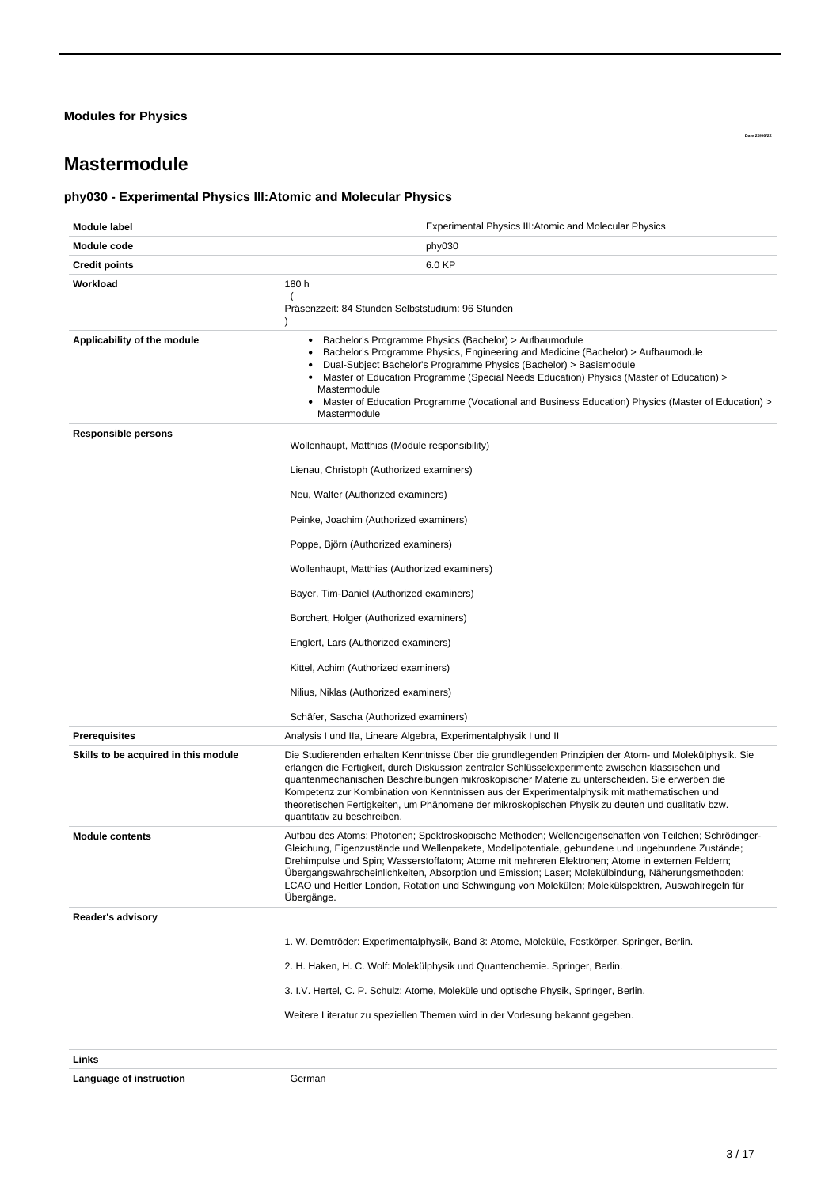**Modules for Physics**

Date 25/06/22

# Mastermodule

### phy030 - Experimental Physics III:Atomic and Molecular Physics

| | |
|---|---|
| **Module label** | Experimental Physics III:Atomic and Molecular Physics |
| **Module code** | phy030 |
| **Credit points** | 6.0 KP |
| **Workload** | 180 h ( Präsenzzeit: 84 Stunden Selbststudium: 96 Stunden ) |
| **Applicability of the module** | • Bachelor's Programme Physics (Bachelor) > Aufbaumodule<br>• Bachelor's Programme Physics, Engineering and Medicine (Bachelor) > Aufbaumodule<br>• Dual-Subject Bachelor's Programme Physics (Bachelor) > Basismodule<br>• Master of Education Programme (Special Needs Education) Physics (Master of Education) > Mastermodule<br>• Master of Education Programme (Vocational and Business Education) Physics (Master of Education) > Mastermodule |
| **Responsible persons** | Wollenhaupt, Matthias (Module responsibility)<br>Lienau, Christoph (Authorized examiners)<br>Neu, Walter (Authorized examiners)<br>Peinke, Joachim (Authorized examiners)<br>Poppe, Björn (Authorized examiners)<br>Wollenhaupt, Matthias (Authorized examiners)<br>Bayer, Tim-Daniel (Authorized examiners)<br>Borchert, Holger (Authorized examiners)<br>Englert, Lars (Authorized examiners)<br>Kittel, Achim (Authorized examiners)<br>Nilius, Niklas (Authorized examiners)<br>Schäfer, Sascha (Authorized examiners) |
| **Prerequisites** | Analysis I und IIa, Lineare Algebra, Experimentalphysik I und II |
| **Skills to be acquired in this module** | Die Studierenden erhalten Kenntnisse über die grundlegenden Prinzipien der Atom- und Molekülphysik. Sie erlangen die Fertigkeit, durch Diskussion zentraler Schlüsselexperimente zwischen klassischen und quantenmechanischen Beschreibungen mikroskopischer Materie zu unterscheiden. Sie erwerben die Kompetenz zur Kombination von Kenntnissen aus der Experimentalphysik mit mathematischen und theoretischen Fertigkeiten, um Phänomene der mikroskopischen Physik zu deuten und qualitativ bzw. quantitativ zu beschreiben. |
| **Module contents** | Aufbau des Atoms; Photonen; Spektroskopische Methoden; Welleneigenschaften von Teilchen; Schrödinger-Gleichung, Eigenzustände und Wellenpakete, Modellpotentiale, gebundene und ungebundene Zustände; Drehimpulse und Spin; Wasserstoffatom; Atome mit mehreren Elektronen; Atome in externen Feldern; Übergangswahrscheinlichkeiten, Absorption und Emission; Laser; Molekülbindung, Näherungsmethoden: LCAO und Heitler London, Rotation und Schwingung von Molekülen; Molekülspektren, Auswahlregeln für Übergänge. |
| **Reader's advisory** | 1. W. Demtröder: Experimentalphysik, Band 3: Atome, Moleküle, Festkörper. Springer, Berlin.<br>2. H. Haken, H. C. Wolf: Molekülphysik und Quantenchemie. Springer, Berlin.<br>3. I.V. Hertel, C. P. Schulz: Atome, Moleküle und optische Physik, Springer, Berlin.<br>Weitere Literatur zu speziellen Themen wird in der Vorlesung bekannt gegeben. |
| **Links** | |
| **Language of instruction** | German |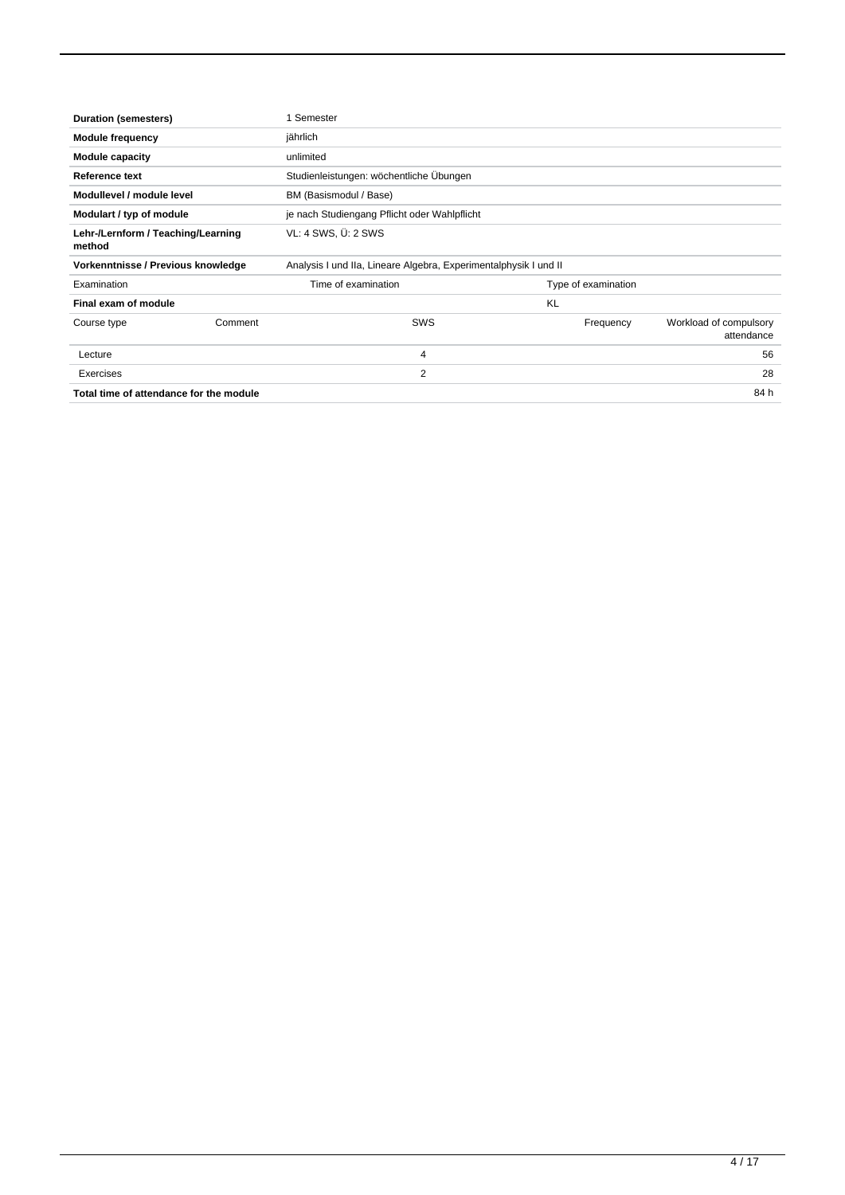| | |
|---|---|
| **Duration (semesters)** | 1 Semester |
| **Module frequency** | jährlich |
| **Module capacity** | unlimited |
| **Reference text** | Studienleistungen: wöchentliche Übungen |
| **Modullevel / module level** | BM (Basismodul / Base) |
| **Modulart / typ of module** | je nach Studiengang Pflicht oder Wahlpflicht |
| **Lehr-/Lernform / Teaching/Learning method** | VL: 4 SWS, Ü: 2 SWS |
| **Vorkenntnisse / Previous knowledge** | Analysis I und IIa, Lineare Algebra, Experimentalphysik I und II |

| Examination | | Time of examination | Type of examination | |
|---|---|---|---|---|
| **Final exam of module** | | | KL | |

| Course type | Comment | SWS | Frequency | Workload of compulsory attendance |
|---|---|---|---|---|
| Lecture | | 4 | | 56 |
| Exercises | | 2 | | 28 |
| **Total time of attendance for the module** | | | | 84 h |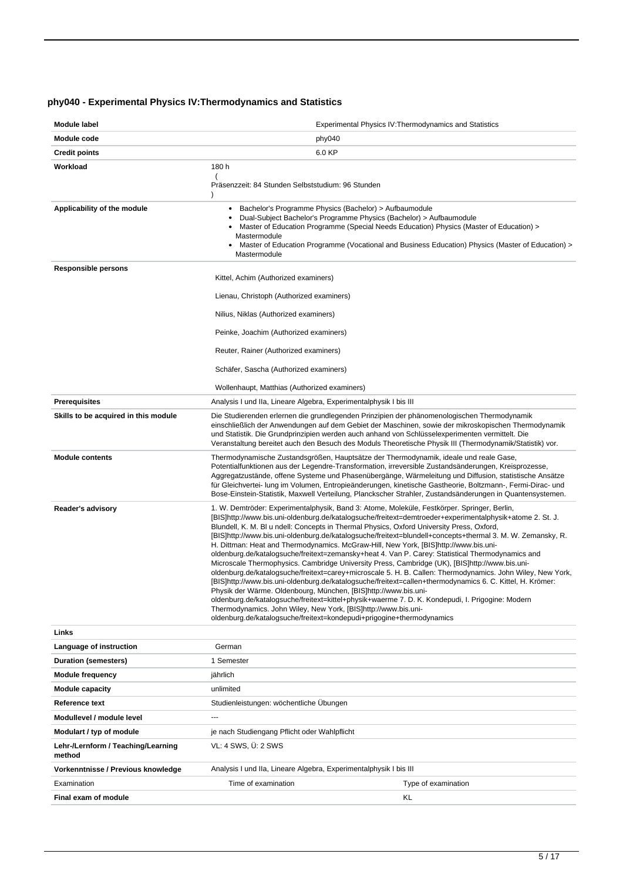### phy040 - Experimental Physics IV:Thermodynamics and Statistics

| | |
|---|---|
| **Module label** | Experimental Physics IV:Thermodynamics and Statistics |
| **Module code** | phy040 |
| **Credit points** | 6.0 KP |
| **Workload** | 180 h ( Präsenzzeit: 84 Stunden Selbststudium: 96 Stunden ) |
| **Applicability of the module** | • Bachelor's Programme Physics (Bachelor) > Aufbaumodule<br>• Dual-Subject Bachelor's Programme Physics (Bachelor) > Aufbaumodule<br>• Master of Education Programme (Special Needs Education) Physics (Master of Education) > Mastermodule<br>• Master of Education Programme (Vocational and Business Education) Physics (Master of Education) > Mastermodule |
| **Responsible persons** | Kittel, Achim (Authorized examiners)<br>Lienau, Christoph (Authorized examiners)<br>Nilius, Niklas (Authorized examiners)<br>Peinke, Joachim (Authorized examiners)<br>Reuter, Rainer (Authorized examiners)<br>Schäfer, Sascha (Authorized examiners)<br>Wollenhaupt, Matthias (Authorized examiners) |
| **Prerequisites** | Analysis I und IIa, Lineare Algebra, Experimentalphysik I bis III |
| **Skills to be acquired in this module** | Die Studierenden erlernen die grundlegenden Prinzipien der phänomenologischen Thermodynamik einschließlich der Anwendungen auf dem Gebiet der Maschinen, sowie der mikroskopischen Thermodynamik und Statistik. Die Grundprinzipien werden auch anhand von Schlüsselexperimenten vermittelt. Die Veranstaltung bereitet auch den Besuch des Moduls Theoretische Physik III (Thermodynamik/Statistik) vor. |
| **Module contents** | Thermodynamische Zustandsgrößen, Hauptsätze der Thermodynamik, ideale und reale Gase, Potentialfunktionen aus der Legendre-Transformation, irreversible Zustandsänderungen, Kreisprozesse, Aggregatzustände, offene Systeme und Phasenübergänge, Wärmeleitung und Diffusion, statistische Ansätze für Gleichvertei- lung im Volumen, Entropieänderungen, kinetische Gastheorie, Boltzmann-, Fermi-Dirac- und Bose-Einstein-Statistik, Maxwell Verteilung, Planckscher Strahler, Zustandsänderungen in Quantensystemen. |
| **Reader's advisory** | 1. W. Demtröder: Experimentalphysik, Band 3: Atome, Moleküle, Festkörper. Springer, Berlin, [BIS]http://www.bis.uni-oldenburg.de/katalogsuche/freitext=demtroeder+experimentalphysik+atome 2. St. J. Blundell, K. M. Bl u ndell: Concepts in Thermal Physics, Oxford University Press, Oxford, [BIS]http://www.bis.uni-oldenburg.de/katalogsuche/freitext=blundell+concepts+thermal 3. M. W. Zemansky, R. H. Dittman: Heat and Thermodynamics. McGraw-Hill, New York, [BIS]http://www.bis.uni-oldenburg.de/katalogsuche/freitext=zemansky+heat 4. Van P. Carey: Statistical Thermodynamics and Microscale Thermophysics. Cambridge University Press, Cambridge (UK), [BIS]http://www.bis.uni-oldenburg.de/katalogsuche/freitext=carey+microscale 5. H. B. Callen: Thermodynamics. John Wiley, New York, [BIS]http://www.bis.uni-oldenburg.de/katalogsuche/freitext=callen+thermodynamics 6. C. Kittel, H. Krömer: Physik der Wärme. Oldenbourg, München, [BIS]http://www.bis.uni-oldenburg.de/katalogsuche/freitext=kittel+physik+waerme 7. D. K. Kondepudi, I. Prigogine: Modern Thermodynamics. John Wiley, New York, [BIS]http://www.bis.uni-oldenburg.de/katalogsuche/freitext=kondepudi+prigogine+thermodynamics |
| **Links** | |
| **Language of instruction** | German |
| **Duration (semesters)** | 1 Semester |
| **Module frequency** | jährlich |
| **Module capacity** | unlimited |
| **Reference text** | Studienleistungen: wöchentliche Übungen |
| **Modullevel / module level** | --- |
| **Modulart / typ of module** | je nach Studiengang Pflicht oder Wahlpflicht |
| **Lehr-/Lernform / Teaching/Learning method** | VL: 4 SWS, Ü: 2 SWS |
| **Vorkenntnisse / Previous knowledge** | Analysis I und IIa, Lineare Algebra, Experimentalphysik I bis III |

| Examination | Time of examination | Type of examination |
|---|---|---|
| **Final exam of module** | | KL |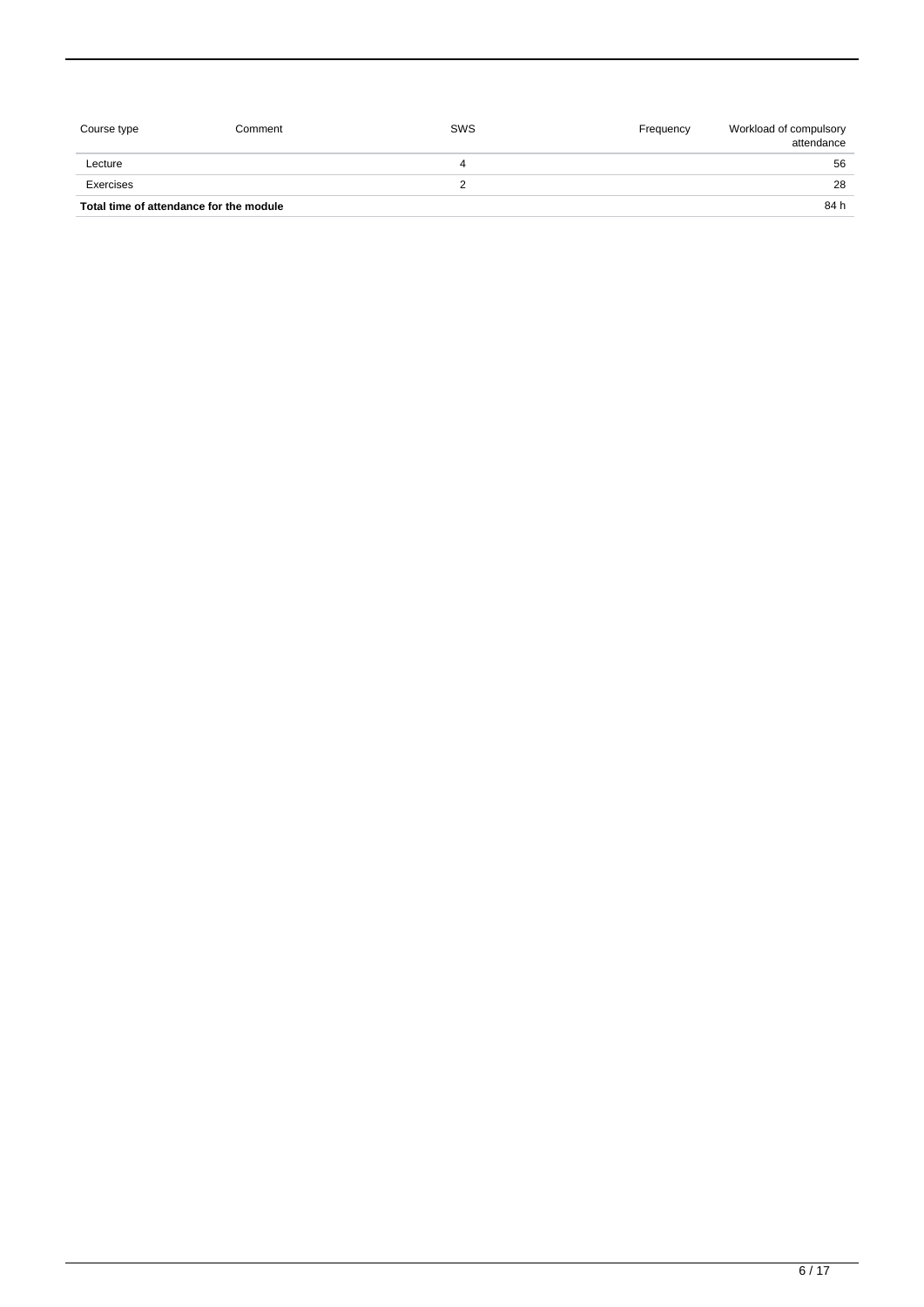| Course type | Comment | SWS | Frequency | Workload of compulsory attendance |
|---|---|---|---|---|
| Lecture | | 4 | | 56 |
| Exercises | | 2 | | 28 |
| **Total time of attendance for the module** | | | | 84 h |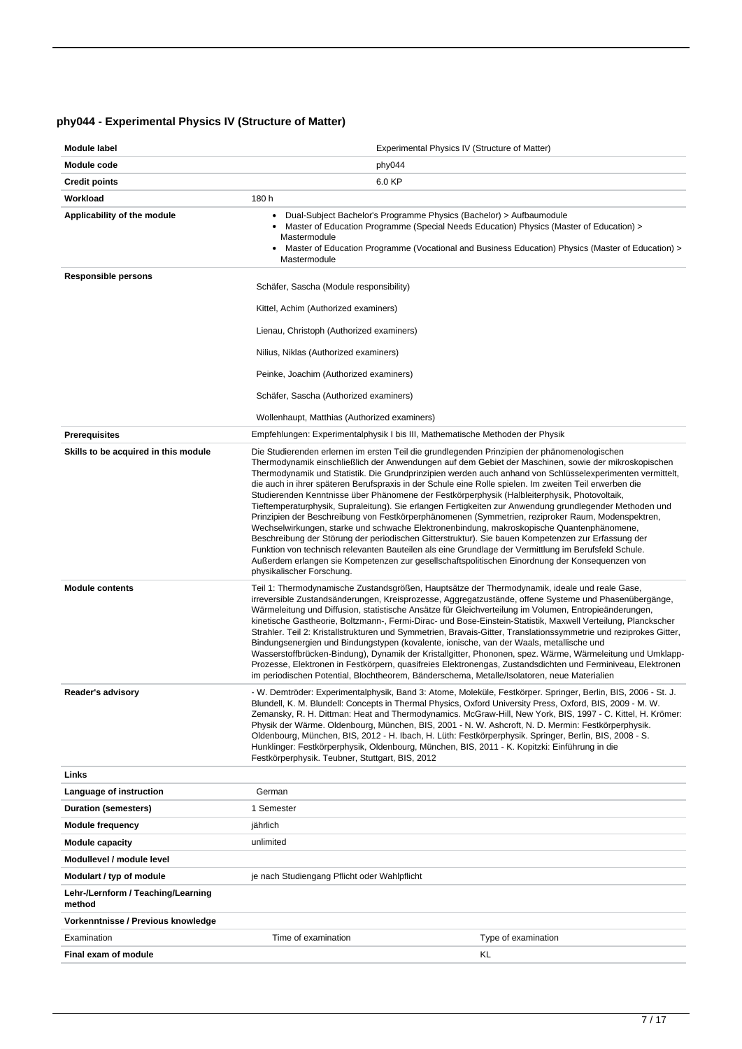## phy044 - Experimental Physics IV (Structure of Matter)

| Module label | Experimental Physics IV (Structure of Matter) | |
|---|---|---|
| Module code | phy044 | |
| Credit points | 6.0 KP | |
| Workload | 180 h | |
| Applicability of the module | • Dual-Subject Bachelor's Programme Physics (Bachelor) > Aufbaumodule<br>• Master of Education Programme (Special Needs Education) Physics (Master of Education) > Mastermodule<br>• Master of Education Programme (Vocational and Business Education) Physics (Master of Education) > Mastermodule | |
| Responsible persons | Schäfer, Sascha (Module responsibility)<br><br>Kittel, Achim (Authorized examiners)<br><br>Lienau, Christoph (Authorized examiners)<br><br>Nilius, Niklas (Authorized examiners)<br><br>Peinke, Joachim (Authorized examiners)<br><br>Schäfer, Sascha (Authorized examiners)<br><br>Wollenhaupt, Matthias (Authorized examiners) | |
| Prerequisites | Empfehlungen: Experimentalphysik I bis III, Mathematische Methoden der Physik | |
| Skills to be acquired in this module | Die Studierenden erlernen im ersten Teil die grundlegenden Prinzipien der phänomenologischen Thermodynamik einschließlich der Anwendungen auf dem Gebiet der Maschinen, sowie der mikroskopischen Thermodynamik und Statistik. Die Grundprinzipien werden auch anhand von Schlüsselexperimenten vermittelt, die auch in ihrer späteren Berufspraxis in der Schule eine Rolle spielen. Im zweiten Teil erwerben die Studierenden Kenntnisse über Phänomene der Festkörperphysik (Halbleiterphysik, Photovoltaik, Tieftemperaturphysik, Supraleitung). Sie erlangen Fertigkeiten zur Anwendung grundlegender Methoden und Prinzipien der Beschreibung von Festkörperphänomenen (Symmetrien, reziproker Raum, Modenspektren, Wechselwirkungen, starke und schwache Elektronenbindung, makroskopische Quantenphänomene, Beschreibung der Störung der periodischen Gitterstruktur). Sie bauen Kompetenzen zur Erfassung der Funktion von technisch relevanten Bauteilen als eine Grundlage der Vermittlung im Berufsfeld Schule. Außerdem erlangen sie Kompetenzen zur gesellschaftspolitischen Einordnung der Konsequenzen von physikalischer Forschung. | |
| Module contents | Teil 1: Thermodynamische Zustandsgrößen, Hauptsätze der Thermodynamik, ideale und reale Gase, irreversible Zustandsänderungen, Kreisprozesse, Aggregatzustände, offene Systeme und Phasenübergänge, Wärmeleitung und Diffusion, statistische Ansätze für Gleichverteilung im Volumen, Entropieänderungen, kinetische Gastheorie, Boltzmann-, Fermi-Dirac- und Bose-Einstein-Statistik, Maxwell Verteilung, Planckscher Strahler. Teil 2: Kristallstrukturen und Symmetrien, Bravais-Gitter, Translationssymmetrie und reziprokes Gitter, Bindungsenergien und Bindungstypen (kovalente, ionische, van der Waals, metallische und Wasserstoffbrücken-Bindung), Dynamik der Kristallgitter, Phononen, spez. Wärme, Wärmeleitung und Umklapp-Prozesse, Elektronen in Festkörpern, quasifreies Elektronengas, Zustandsdichten und Ferminiveau, Elektronen im periodischen Potential, Blochtheorem, Bänderschema, Metalle/Isolatoren, neue Materialien | |
| Reader's advisory | - W. Demtröder: Experimentalphysik, Band 3: Atome, Moleküle, Festkörper. Springer, Berlin, BIS, 2006 - St. J. Blundell, K. M. Blundell: Concepts in Thermal Physics, Oxford University Press, Oxford, BIS, 2009 - M. W. Zemansky, R. H. Dittman: Heat and Thermodynamics. McGraw-Hill, New York, BIS, 1997 - C. Kittel, H. Krömer: Physik der Wärme. Oldenbourg, München, BIS, 2001 - N. W. Ashcroft, N. D. Mermin: Festkörperphysik. Oldenbourg, München, BIS, 2012 - H. Ibach, H. Lüth: Festkörperphysik. Springer, Berlin, BIS, 2008 - S. Hunklinger: Festkörperphysik, Oldenbourg, München, BIS, 2011 - K. Kopitzki: Einführung in die Festkörperphysik. Teubner, Stuttgart, BIS, 2012 | |
| Links | | |
| Language of instruction | German | |
| Duration (semesters) | 1 Semester | |
| Module frequency | jährlich | |
| Module capacity | unlimited | |
| Modullevel / module level | | |
| Modulart / typ of module | je nach Studiengang Pflicht oder Wahlpflicht | |
| Lehr-/Lernform / Teaching/Learning method | | |
| Vorkenntnisse / Previous knowledge | | |
| Examination | Time of examination | Type of examination |
| Final exam of module | | KL |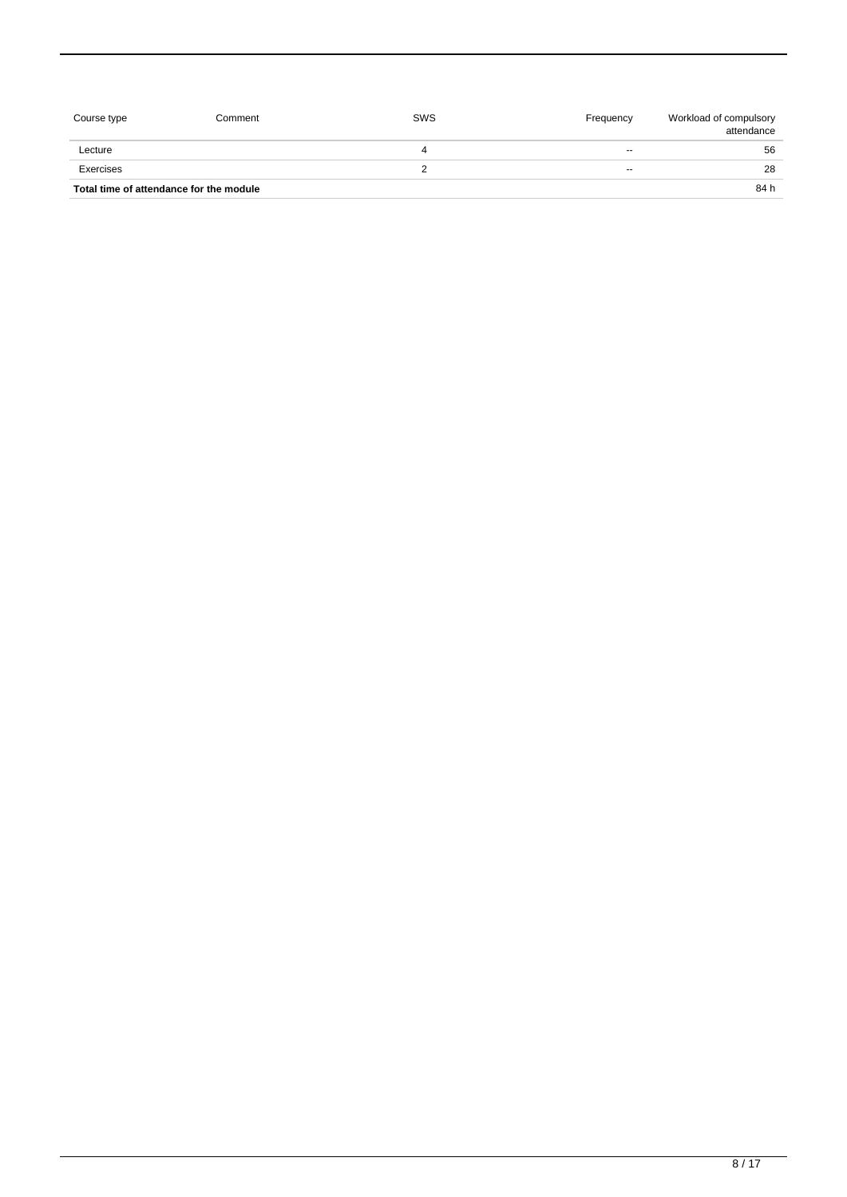| Course type | Comment | SWS | Frequency | Workload of compulsory attendance |
|---|---|---|---|---|
| Lecture | | 4 | -- | 56 |
| Exercises | | 2 | -- | 28 |
| **Total time of attendance for the module** | | | | 84 h |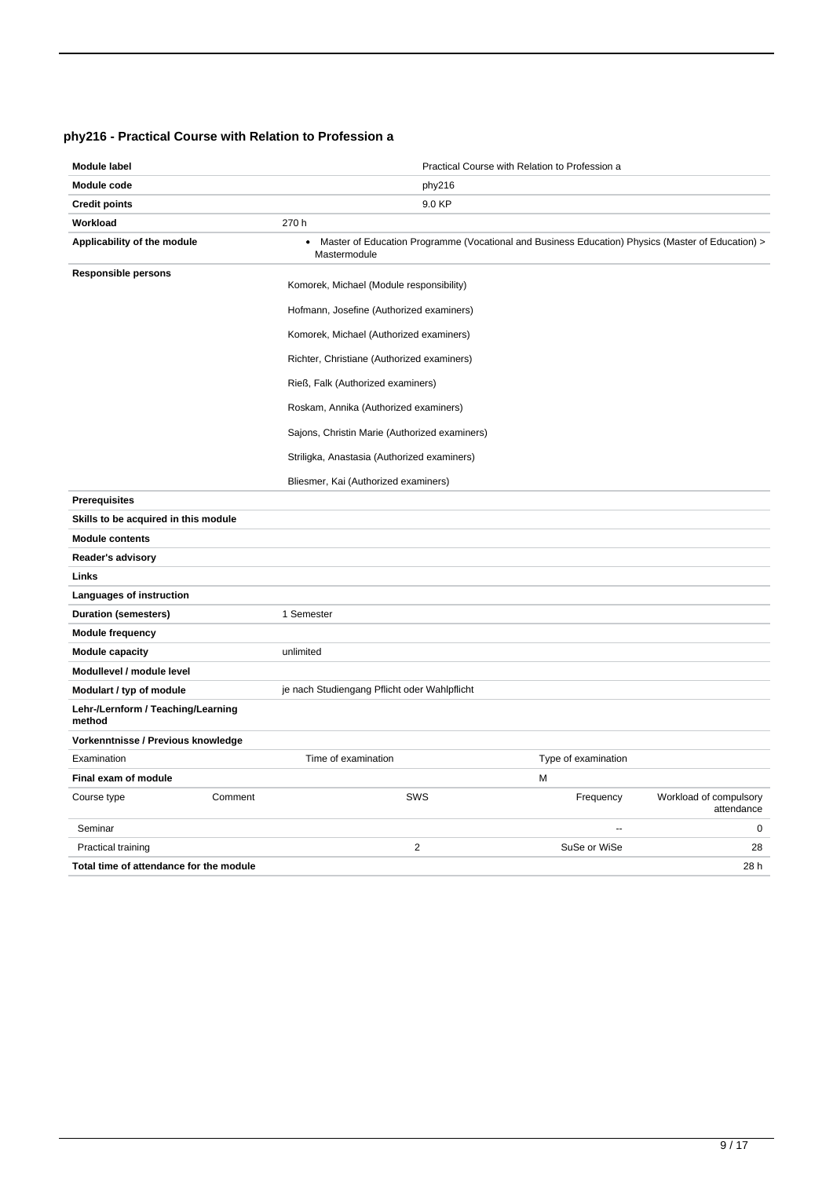## phy216 - Practical Course with Relation to Profession a

| | |
|---|---|
| **Module label** | Practical Course with Relation to Profession a |
| **Module code** | phy216 |
| **Credit points** | 9.0 KP |
| **Workload** | 270 h |
| **Applicability of the module** | • Master of Education Programme (Vocational and Business Education) Physics (Master of Education) > Mastermodule |
| **Responsible persons** | Komorek, Michael (Module responsibility)<br><br>Hofmann, Josefine (Authorized examiners)<br><br>Komorek, Michael (Authorized examiners)<br><br>Richter, Christiane (Authorized examiners)<br><br>Rieß, Falk (Authorized examiners)<br><br>Roskam, Annika (Authorized examiners)<br><br>Sajons, Christin Marie (Authorized examiners)<br><br>Striligka, Anastasia (Authorized examiners)<br><br>Bliesmer, Kai (Authorized examiners) |
| **Prerequisites** | |
| **Skills to be acquired in this module** | |
| **Module contents** | |
| **Reader's advisory** | |
| **Links** | |
| **Languages of instruction** | |
| **Duration (semesters)** | 1 Semester |
| **Module frequency** | |
| **Module capacity** | unlimited |
| **Modullevel / module level** | |
| **Modulart / typ of module** | je nach Studiengang Pflicht oder Wahlpflicht |
| **Lehr-/Lernform / Teaching/Learning method** | |
| **Vorkenntnisse / Previous knowledge** | |

| Examination | Time of examination | Type of examination |
|---|---|---|
| **Final exam of module** | | M |

| Course type | Comment | SWS | Frequency | Workload of compulsory attendance |
|---|---|---|---|---|
| Seminar | | | -- | 0 |
| Practical training | | 2 | SuSe or WiSe | 28 |
| **Total time of attendance for the module** | | | | 28 h |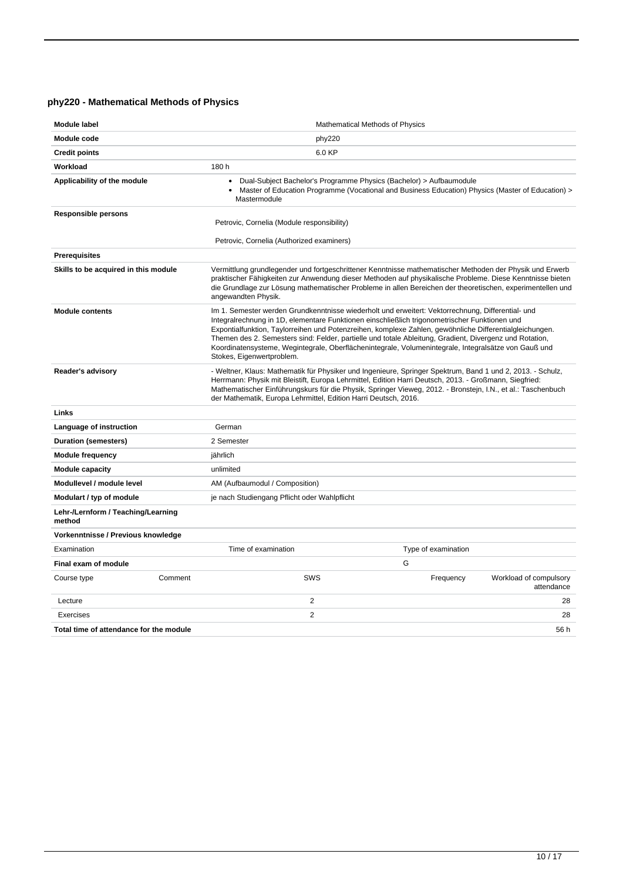## phy220 - Mathematical Methods of Physics

| Module label | Mathematical Methods of Physics |
|---|---|
| Module code | phy220 |
| Credit points | 6.0 KP |
| Workload | 180 h |
| Applicability of the module | • Dual-Subject Bachelor's Programme Physics (Bachelor) > Aufbaumodule<br>• Master of Education Programme (Vocational and Business Education) Physics (Master of Education) > Mastermodule |
| Responsible persons | Petrovic, Cornelia (Module responsibility)<br>Petrovic, Cornelia (Authorized examiners) |
| Prerequisites | |
| Skills to be acquired in this module | Vermittlung grundlegender und fortgeschrittener Kenntnisse mathematischer Methoden der Physik und Erwerb praktischer Fähigkeiten zur Anwendung dieser Methoden auf physikalische Probleme. Diese Kenntnisse bieten die Grundlage zur Lösung mathematischer Probleme in allen Bereichen der theoretischen, experimentellen und angewandten Physik. |
| Module contents | Im 1. Semester werden Grundkenntnisse wiederholt und erweitert: Vektorrechnung, Differential- und Integralrechnung in 1D, elementare Funktionen einschließlich trigonometrischer Funktionen und Exponentialfunktion, Taylorreihen und Potenzreihen, komplexe Zahlen, gewöhnliche Differentialgleichungen. Themen des 2. Semesters sind: Felder, partielle und totale Ableitung, Gradient, Divergenz und Rotation, Koordinatensysteme, Wegintegrale, Oberflächenintegrale, Volumenintegrale, Integralsätze von Gauß und Stokes, Eigenwertproblem. |
| Reader's advisory | - Weltner, Klaus: Mathematik für Physiker und Ingenieure, Springer Spektrum, Band 1 und 2, 2013. - Schulz, Herrmann: Physik mit Bleistift, Europa Lehrmittel, Edition Harri Deutsch, 2013. - Großmann, Siegfried: Mathematischer Einführungskurs für die Physik, Springer Vieweg, 2012. - Bronstejn, I.N., et al.: Taschenbuch der Mathematik, Europa Lehrmittel, Edition Harri Deutsch, 2016. |
| Links | |
| Language of instruction | German |
| Duration (semesters) | 2 Semester |
| Module frequency | jährlich |
| Module capacity | unlimited |
| Modullevel / module level | AM (Aufbaumodul / Composition) |
| Modulart / typ of module | je nach Studiengang Pflicht oder Wahlpflicht |
| Lehr-/Lernform / Teaching/Learning method | |
| Vorkenntnisse / Previous knowledge | |

| Examination | Time of examination | Type of examination |
|---|---|---|
| Final exam of module | | G |

| Course type | Comment | SWS | Frequency | Workload of compulsory attendance |
|---|---|---|---|---|
| Lecture | | 2 | | 28 |
| Exercises | | 2 | | 28 |
| Total time of attendance for the module | | | | 56 h |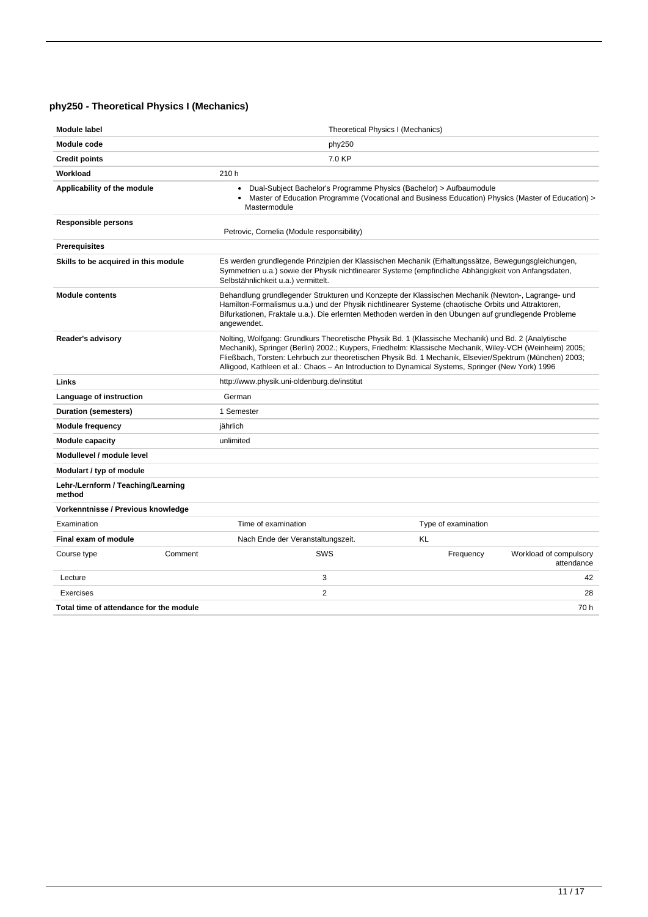### phy250 - Theoretical Physics I (Mechanics)

| | | | | |
|---|---|---|---|---|
| **Module label** | Theoretical Physics I (Mechanics) | | | |
| **Module code** | phy250 | | | |
| **Credit points** | 7.0 KP | | | |
| **Workload** | 210 h | | | |
| **Applicability of the module** | • Dual-Subject Bachelor's Programme Physics (Bachelor) > Aufbaumodule<br>• Master of Education Programme (Vocational and Business Education) Physics (Master of Education) > Mastermodule | | | |
| **Responsible persons** | Petrovic, Cornelia (Module responsibility) | | | |
| **Prerequisites** | | | | |
| **Skills to be acquired in this module** | Es werden grundlegende Prinzipien der Klassischen Mechanik (Erhaltungssätze, Bewegungsgleichungen, Symmetrien u.a.) sowie der Physik nichtlinearer Systeme (empfindliche Abhängigkeit von Anfangsdaten, Selbstähnlichkeit u.a.) vermittelt. | | | |
| **Module contents** | Behandlung grundlegender Strukturen und Konzepte der Klassischen Mechanik (Newton-, Lagrange- und Hamilton-Formalismus u.a.) und der Physik nichtlinearer Systeme (chaotische Orbits und Attraktoren, Bifurkationen, Fraktale u.a.). Die erlernten Methoden werden in den Übungen auf grundlegende Probleme angewendet. | | | |
| **Reader's advisory** | Nolting, Wolfgang: Grundkurs Theoretische Physik Bd. 1 (Klassische Mechanik) und Bd. 2 (Analytische Mechanik), Springer (Berlin) 2002.; Kuypers, Friedhelm: Klassische Mechanik, Wiley-VCH (Weinheim) 2005; Fließbach, Torsten: Lehrbuch zur theoretischen Physik Bd. 1 Mechanik, Elsevier/Spektrum (München) 2003; Alligood, Kathleen et al.: Chaos – An Introduction to Dynamical Systems, Springer (New York) 1996 | | | |
| **Links** | http://www.physik.uni-oldenburg.de/institut | | | |
| **Language of instruction** | German | | | |
| **Duration (semesters)** | 1 Semester | | | |
| **Module frequency** | jährlich | | | |
| **Module capacity** | unlimited | | | |
| **Modullevel / module level** | | | | |
| **Modulart / typ of module** | | | | |
| **Lehr-/Lernform / Teaching/Learning method** | | | | |
| **Vorkenntnisse / Previous knowledge** | | | | |
| Examination | Time of examination | Type of examination | | |
| **Final exam of module** | Nach Ende der Veranstaltungszeit. | KL | | |

| Course type | Comment | SWS | Frequency | Workload of compulsory attendance |
|---|---|---|---|---|
| Lecture | | 3 | | 42 |
| Exercises | | 2 | | 28 |
| **Total time of attendance for the module** | | | | 70 h |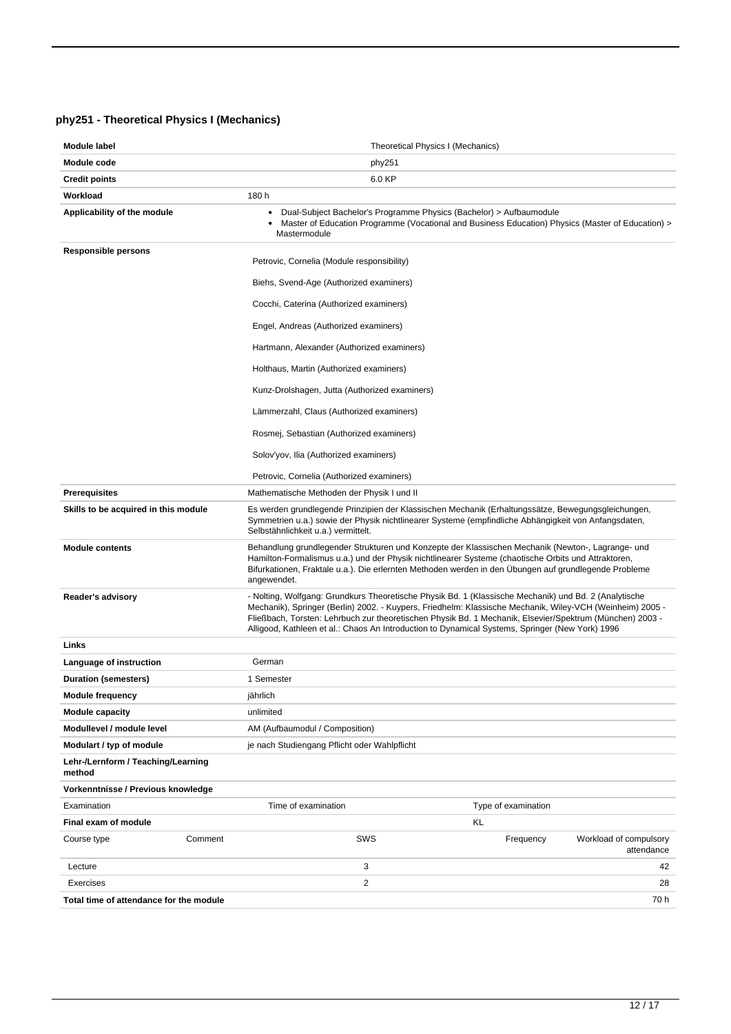## phy251 - Theoretical Physics I (Mechanics)

| **Module label** | Theoretical Physics I (Mechanics) |
|---|---|
| **Module code** | phy251 |
| **Credit points** | 6.0 KP |
| **Workload** | 180 h |
| **Applicability of the module** | • Dual-Subject Bachelor's Programme Physics (Bachelor) > Aufbaumodule<br>• Master of Education Programme (Vocational and Business Education) Physics (Master of Education) > Mastermodule |
| **Responsible persons** | Petrovic, Cornelia (Module responsibility)<br>Biehs, Svend-Age (Authorized examiners)<br>Cocchi, Caterina (Authorized examiners)<br>Engel, Andreas (Authorized examiners)<br>Hartmann, Alexander (Authorized examiners)<br>Holthaus, Martin (Authorized examiners)<br>Kunz-Drolshagen, Jutta (Authorized examiners)<br>Lämmerzahl, Claus (Authorized examiners)<br>Rosmej, Sebastian (Authorized examiners)<br>Solov'yov, Ilia (Authorized examiners)<br>Petrovic, Cornelia (Authorized examiners) |
| **Prerequisites** | Mathematische Methoden der Physik I und II |
| **Skills to be acquired in this module** | Es werden grundlegende Prinzipien der Klassischen Mechanik (Erhaltungssätze, Bewegungsgleichungen, Symmetrien u.a.) sowie der Physik nichtlinearer Systeme (empfindliche Abhängigkeit von Anfangsdaten, Selbstähnlichkeit u.a.) vermittelt. |
| **Module contents** | Behandlung grundlegender Strukturen und Konzepte der Klassischen Mechanik (Newton-, Lagrange- und Hamilton-Formalismus u.a.) und der Physik nichtlinearer Systeme (chaotische Orbits und Attraktoren, Bifurkationen, Fraktale u.a.). Die erlernten Methoden werden in den Übungen auf grundlegende Probleme angewendet. |
| **Reader's advisory** | - Nolting, Wolfgang: Grundkurs Theoretische Physik Bd. 1 (Klassische Mechanik) und Bd. 2 (Analytische Mechanik), Springer (Berlin) 2002. - Kuypers, Friedhelm: Klassische Mechanik, Wiley-VCH (Weinheim) 2005 - Fließbach, Torsten: Lehrbuch zur theoretischen Physik Bd. 1 Mechanik, Elsevier/Spektrum (München) 2003 - Alligood, Kathleen et al.: Chaos An Introduction to Dynamical Systems, Springer (New York) 1996 |
| **Links** | |
| **Language of instruction** | German |
| **Duration (semesters)** | 1 Semester |
| **Module frequency** | jährlich |
| **Module capacity** | unlimited |
| **Modullevel / module level** | AM (Aufbaumodul / Composition) |
| **Modulart / typ of module** | je nach Studiengang Pflicht oder Wahlpflicht |
| **Lehr-/Lernform / Teaching/Learning method** | |
| **Vorkenntnisse / Previous knowledge** | |

| Examination | | Time of examination | Type of examination | |
|---|---|---|---|---|
| **Final exam of module** | | | KL | |
| Course type | Comment | SWS | Frequency | Workload of compulsory attendance |
| Lecture | | 3 | | 42 |
| Exercises | | 2 | | 28 |
| **Total time of attendance for the module** | | | | 70 h |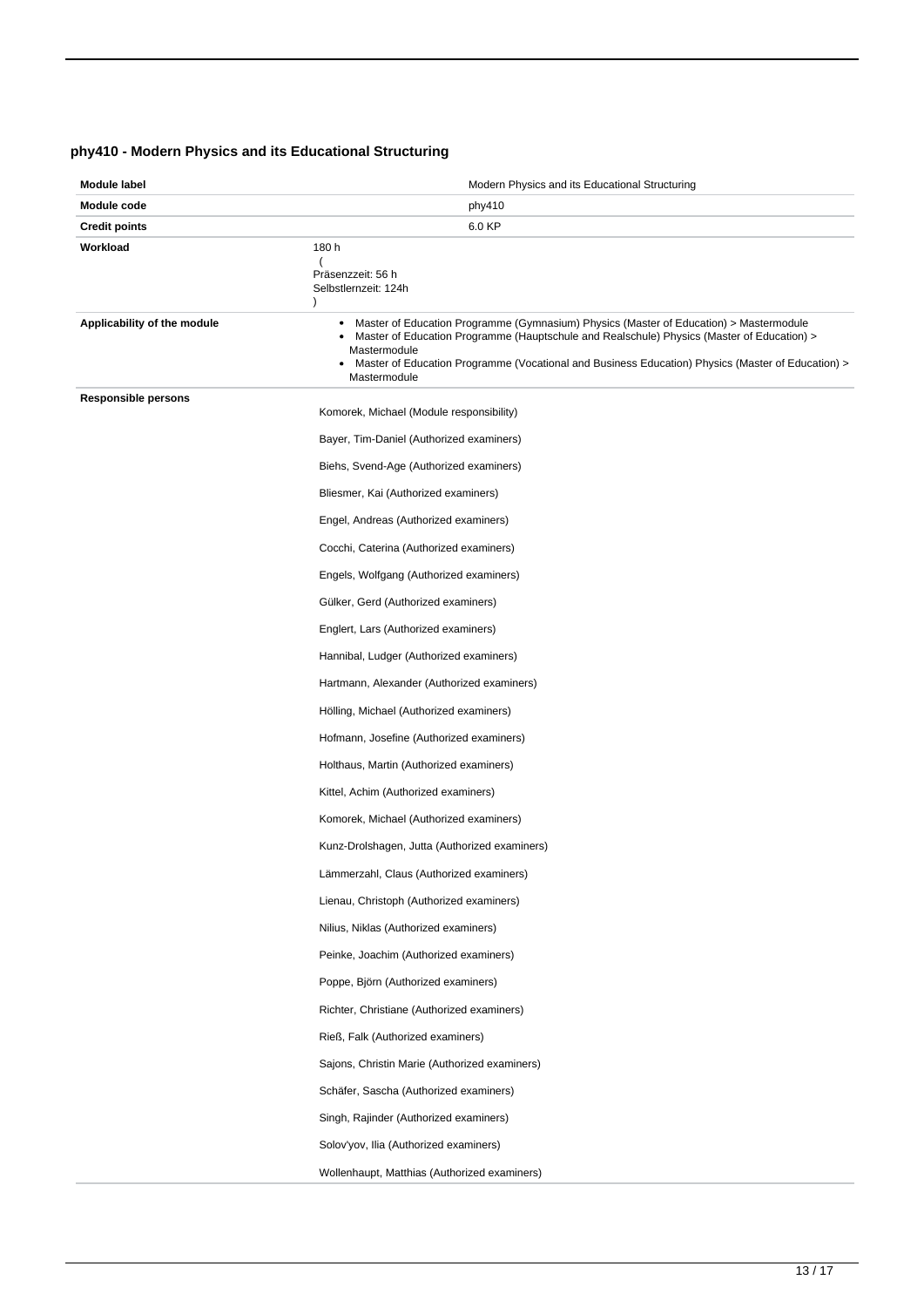### phy410 - Modern Physics and its Educational Structuring

| | |
|---|---|
| **Module label** | Modern Physics and its Educational Structuring |
| **Module code** | phy410 |
| **Credit points** | 6.0 KP |
| **Workload** | 180 h ( Präsenzzeit: 56 h Selbstlernzeit: 124h ) |
| **Applicability of the module** | • Master of Education Programme (Gymnasium) Physics (Master of Education) > Mastermodule<br>• Master of Education Programme (Hauptschule and Realschule) Physics (Master of Education) > Mastermodule<br>• Master of Education Programme (Vocational and Business Education) Physics (Master of Education) > Mastermodule |
| **Responsible persons** | Komorek, Michael (Module responsibility)<br>Bayer, Tim-Daniel (Authorized examiners)<br>Biehs, Svend-Age (Authorized examiners)<br>Bliesmer, Kai (Authorized examiners)<br>Engel, Andreas (Authorized examiners)<br>Cocchi, Caterina (Authorized examiners)<br>Engels, Wolfgang (Authorized examiners)<br>Gülker, Gerd (Authorized examiners)<br>Englert, Lars (Authorized examiners)<br>Hannibal, Ludger (Authorized examiners)<br>Hartmann, Alexander (Authorized examiners)<br>Hölling, Michael (Authorized examiners)<br>Hofmann, Josefine (Authorized examiners)<br>Holthaus, Martin (Authorized examiners)<br>Kittel, Achim (Authorized examiners)<br>Komorek, Michael (Authorized examiners)<br>Kunz-Drolshagen, Jutta (Authorized examiners)<br>Lämmerzahl, Claus (Authorized examiners)<br>Lienau, Christoph (Authorized examiners)<br>Nilius, Niklas (Authorized examiners)<br>Peinke, Joachim (Authorized examiners)<br>Poppe, Björn (Authorized examiners)<br>Richter, Christiane (Authorized examiners)<br>Rieß, Falk (Authorized examiners)<br>Sajons, Christin Marie (Authorized examiners)<br>Schäfer, Sascha (Authorized examiners)<br>Singh, Rajinder (Authorized examiners)<br>Solov'yov, Ilia (Authorized examiners)<br>Wollenhaupt, Matthias (Authorized examiners) |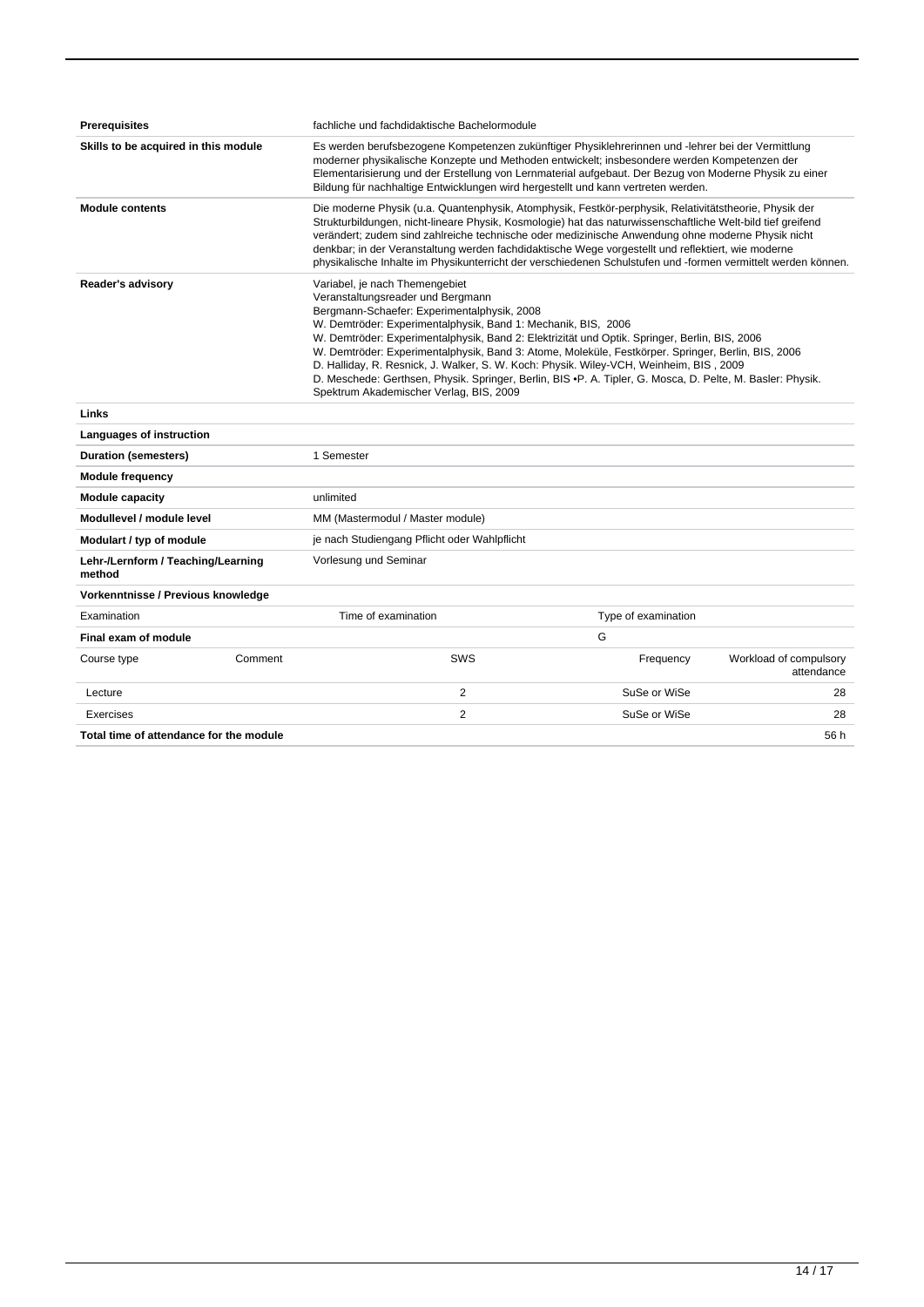| | |
|---|---|
| **Prerequisites** | fachliche und fachdidaktische Bachelormodule |
| **Skills to be acquired in this module** | Es werden berufsbezogene Kompetenzen zukünftiger Physiklehrerinnen und -lehrer bei der Vermittlung moderner physikalische Konzepte und Methoden entwickelt; insbesondere werden Kompetenzen der Elementarisierung und der Erstellung von Lernmaterial aufgebaut. Der Bezug von Moderne Physik zu einer Bildung für nachhaltige Entwicklungen wird hergestellt und kann vertreten werden. |
| **Module contents** | Die moderne Physik (u.a. Quantenphysik, Atomphysik, Festkör-perphysik, Relativitätstheorie, Physik der Strukturbildungen, nicht-lineare Physik, Kosmologie) hat das naturwissenschaftliche Welt-bild tief greifend verändert; zudem sind zahlreiche technische oder medizinische Anwendung ohne moderne Physik nicht denkbar; in der Veranstaltung werden fachdidaktische Wege vorgestellt und reflektiert, wie moderne physikalische Inhalte im Physikunterricht der verschiedenen Schulstufen und -formen vermittelt werden können. |
| **Reader's advisory** | Variabel, je nach Themengebiet<br>Veranstaltungsreader und Bergmann<br>Bergmann-Schaefer: Experimentalphysik, 2008<br>W. Demtröder: Experimentalphysik, Band 1: Mechanik, BIS, 2006<br>W. Demtröder: Experimentalphysik, Band 2: Elektrizität und Optik. Springer, Berlin, BIS, 2006<br>W. Demtröder: Experimentalphysik, Band 3: Atome, Moleküle, Festkörper. Springer, Berlin, BIS, 2006<br>D. Halliday, R. Resnick, J. Walker, S. W. Koch: Physik. Wiley-VCH, Weinheim, BIS , 2009<br>D. Meschede: Gerthsen, Physik. Springer, Berlin, BIS •P. A. Tipler, G. Mosca, D. Pelte, M. Basler: Physik. Spektrum Akademischer Verlag, BIS, 2009 |
| **Links** | |
| **Languages of instruction** | |
| **Duration (semesters)** | 1 Semester |
| **Module frequency** | |
| **Module capacity** | unlimited |
| **Modullevel / module level** | MM (Mastermodul / Master module) |
| **Modulart / typ of module** | je nach Studiengang Pflicht oder Wahlpflicht |
| **Lehr-/Lernform / Teaching/Learning method** | Vorlesung und Seminar |
| **Vorkenntnisse / Previous knowledge** | |

| Examination | Time of examination | Type of examination |
|---|---|---|
| **Final exam of module** | | G |

| Course type | Comment | SWS | Frequency | Workload of compulsory attendance |
|---|---|---|---|---|
| Lecture | | 2 | SuSe or WiSe | 28 |
| Exercises | | 2 | SuSe or WiSe | 28 |
| **Total time of attendance for the module** | | | | 56 h |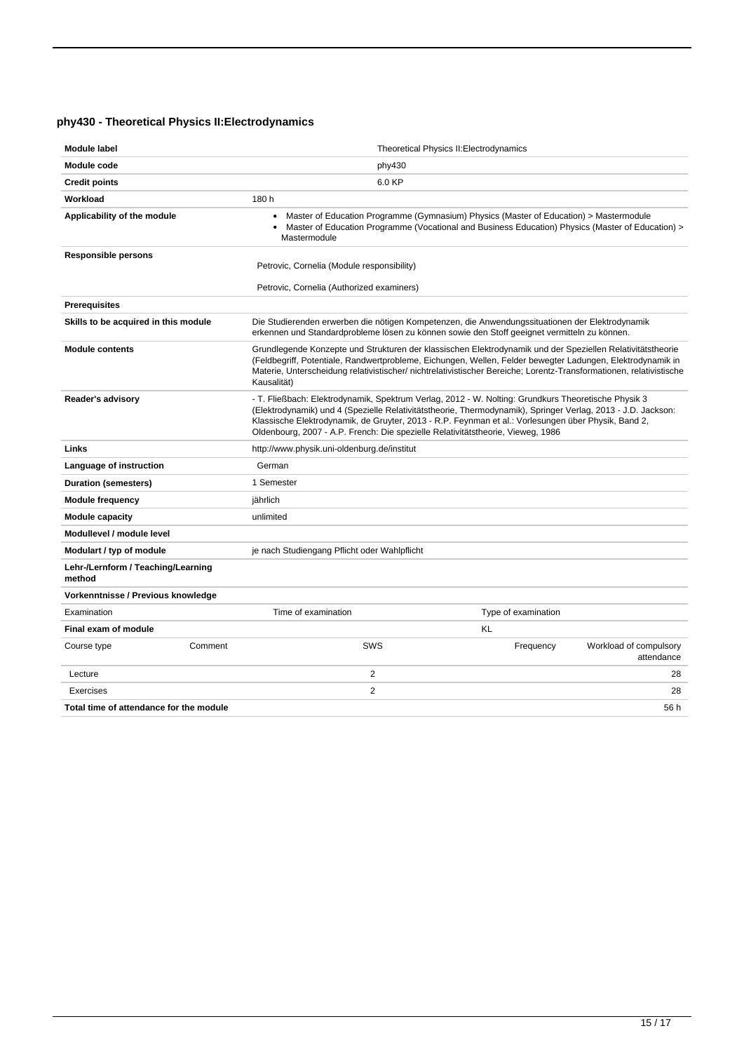## phy430 - Theoretical Physics II:Electrodynamics

| | |
|---|---|
| **Module label** | Theoretical Physics II:Electrodynamics |
| **Module code** | phy430 |
| **Credit points** | 6.0 KP |
| **Workload** | 180 h |
| **Applicability of the module** | • Master of Education Programme (Gymnasium) Physics (Master of Education) > Mastermodule<br>• Master of Education Programme (Vocational and Business Education) Physics (Master of Education) > Mastermodule |
| **Responsible persons** | Petrovic, Cornelia (Module responsibility)<br><br>Petrovic, Cornelia (Authorized examiners) |
| **Prerequisites** | |
| **Skills to be acquired in this module** | Die Studierenden erwerben die nötigen Kompetenzen, die Anwendungssituationen der Elektrodynamik erkennen und Standardprobleme lösen zu können sowie den Stoff geeignet vermitteln zu können. |
| **Module contents** | Grundlegende Konzepte und Strukturen der klassischen Elektrodynamik und der Speziellen Relativitätstheorie (Feldbegriff, Potentiale, Randwertprobleme, Eichungen, Wellen, Felder bewegter Ladungen, Elektrodynamik in Materie, Unterscheidung relativistischer/ nichtrelativistischer Bereiche; Lorentz-Transformationen, relativistische Kausalität) |
| **Reader's advisory** | - T. Fließbach: Elektrodynamik, Spektrum Verlag, 2012 - W. Nolting: Grundkurs Theoretische Physik 3 (Elektrodynamik) und 4 (Spezielle Relativitätstheorie, Thermodynamik), Springer Verlag, 2013 - J.D. Jackson: Klassische Elektrodynamik, de Gruyter, 2013 - R.P. Feynman et al.: Vorlesungen über Physik, Band 2, Oldenbourg, 2007 - A.P. French: Die spezielle Relativitätstheorie, Vieweg, 1986 |
| **Links** | http://www.physik.uni-oldenburg.de/institut |
| **Language of instruction** | German |
| **Duration (semesters)** | 1 Semester |
| **Module frequency** | jährlich |
| **Module capacity** | unlimited |
| **Modullevel / module level** | |
| **Modulart / typ of module** | je nach Studiengang Pflicht oder Wahlpflicht |
| **Lehr-/Lernform / Teaching/Learning method** | |
| **Vorkenntnisse / Previous knowledge** | |

| Examination | Time of examination | Type of examination |
|---|---|---|
| **Final exam of module** | | KL |

| Course type | Comment | SWS | Frequency | Workload of compulsory attendance |
|---|---|---|---|---|
| Lecture | | 2 | | 28 |
| Exercises | | 2 | | 28 |
| **Total time of attendance for the module** | | | | 56 h |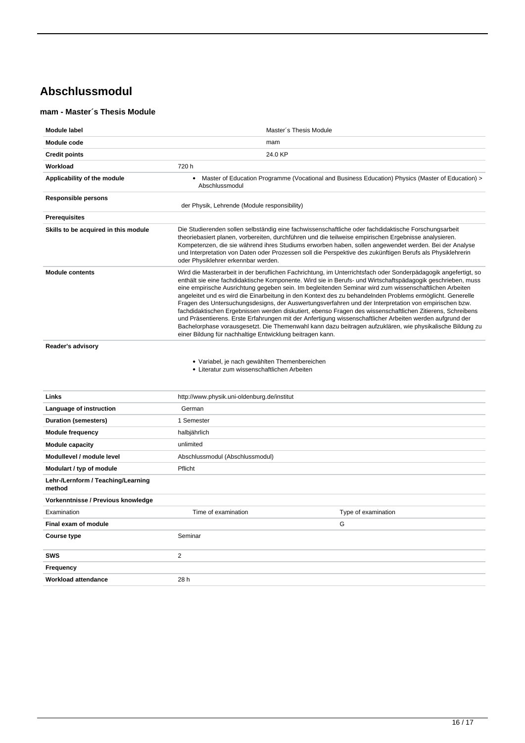# Abschlussmodul

### mam - Master´s Thesis Module

| | |
|---|---|
| **Module label** | Master´s Thesis Module |
| **Module code** | mam |
| **Credit points** | 24.0 KP |
| **Workload** | 720 h |
| **Applicability of the module** | • Master of Education Programme (Vocational and Business Education) Physics (Master of Education) > Abschlussmodul |
| **Responsible persons** | der Physik, Lehrende (Module responsibility) |
| **Prerequisites** | |
| **Skills to be acquired in this module** | Die Studierenden sollen selbständig eine fachwissenschaftliche oder fachdidaktische Forschungsarbeit theoriebasiert planen, vorbereiten, durchführen und die teilweise empirischen Ergebnisse analysieren. Kompetenzen, die sie während ihres Studiums erworben haben, sollen angewendet werden. Bei der Analyse und Interpretation von Daten oder Prozessen soll die Perspektive des zukünftigen Berufs als Physiklehrerin oder Physiklehrer erkennbar werden. |
| **Module contents** | Wird die Masterarbeit in der beruflichen Fachrichtung, im Unterrichtsfach oder Sonderpädagogik angefertigt, so enthält sie eine fachdidaktische Komponente. Wird sie in Berufs- und Wirtschaftspädagogik geschrieben, muss eine empirische Ausrichtung gegeben sein. Im begleitenden Seminar wird zum wissenschaftlichen Arbeiten angeleitet und es wird die Einarbeitung in den Kontext des zu behandelnden Problems ermöglicht. Generelle Fragen des Untersuchungsdesigns, der Auswertungsverfahren und der Interpretation von empirischen bzw. fachdidaktischen Ergebnissen werden diskutiert, ebenso Fragen des wissenschaftlichen Zitierens, Schreibens und Präsentierens. Erste Erfahrungen mit der Anfertigung wissenschaftlicher Arbeiten werden aufgrund der Bachelorphase vorausgesetzt. Die Themenwahl kann dazu beitragen aufzuklären, wie physikalische Bildung zu einer Bildung für nachhaltige Entwicklung beitragen kann. |
| **Reader's advisory** | • Variabel, je nach gewählten Themenbereichen<br>• Literatur zum wissenschaftlichen Arbeiten |

| | | |
|---|---|---|
| **Links** | http://www.physik.uni-oldenburg.de/institut | |
| **Language of instruction** | German | |
| **Duration (semesters)** | 1 Semester | |
| **Module frequency** | halbjährlich | |
| **Module capacity** | unlimited | |
| **Modullevel / module level** | Abschlussmodul (Abschlussmodul) | |
| **Modulart / typ of module** | Pflicht | |
| **Lehr-/Lernform / Teaching/Learning method** | | |
| **Vorkenntnisse / Previous knowledge** | | |
| Examination | Time of examination | Type of examination |
| **Final exam of module** | | G |
| **Course type** | Seminar | |
| **SWS** | 2 | |
| **Frequency** | | |
| **Workload attendance** | 28 h | |